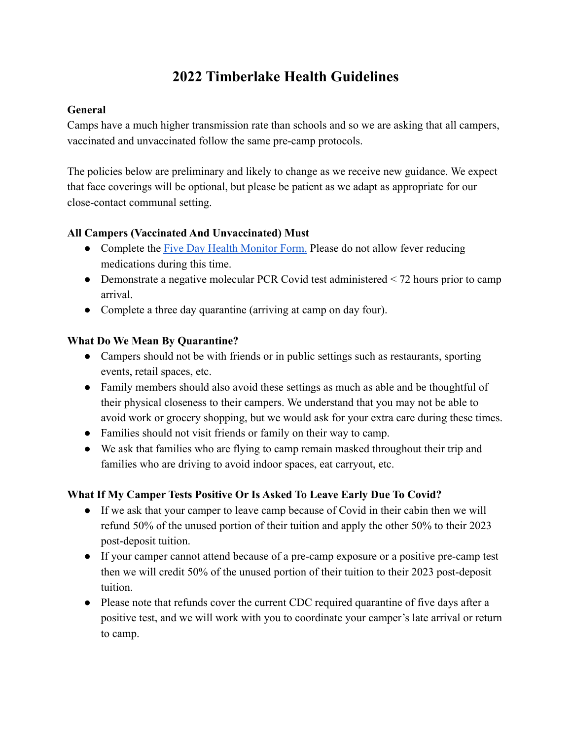# 2022 Timberlake Health Guidelines

**General**

Camps have a much higher transmission rate than schools and so we are asking that all campers, vaccinated and unvaccinated follow the same pre-camp protocols.

The policies below are preliminary and likely to change as we receive new guidance. We expect that face coverings will be optional, but please be patient as we adapt as appropriate for our close-contact communal setting.

**All Campers (Vaccinated And Unvaccinated) Must**

- Complete the Five Day Health Monitor Form. Please do not allow fever reducing medications during this time.
- Demonstrate a negative molecular PCR Covid test administered < 72 hours prior to camp arrival.
- Complete a three day quarantine (arriving at camp on day four).

**What Do We Mean By Quarantine?**

- Campers should not be with friends or in public settings such as restaurants, sporting events, retail spaces, etc.
- Family members should also avoid these settings as much as able and be thoughtful of their physical closeness to their campers. We understand that you may not be able to avoid work or grocery shopping, but we would ask for your extra care during these times.
- Families should not visit friends or family on their way to camp.
- We ask that families who are flying to camp remain masked throughout their trip and families who are driving to avoid indoor spaces, eat carryout, etc.

**What If My Camper Tests Positive Or Is Asked To Leave Early Due To Covid?**

- If we ask that your camper to leave camp because of Covid in their cabin then we will refund 50% of the unused portion of their tuition and apply the other 50% to their 2023 post-deposit tuition.
- If your camper cannot attend because of a pre-camp exposure or a positive pre-camp test then we will credit 50% of the unused portion of their tuition to their 2023 post-deposit tuition.
- Please note that refunds cover the current CDC required quarantine of five days after a positive test, and we will work with you to coordinate your camper's late arrival or return to camp.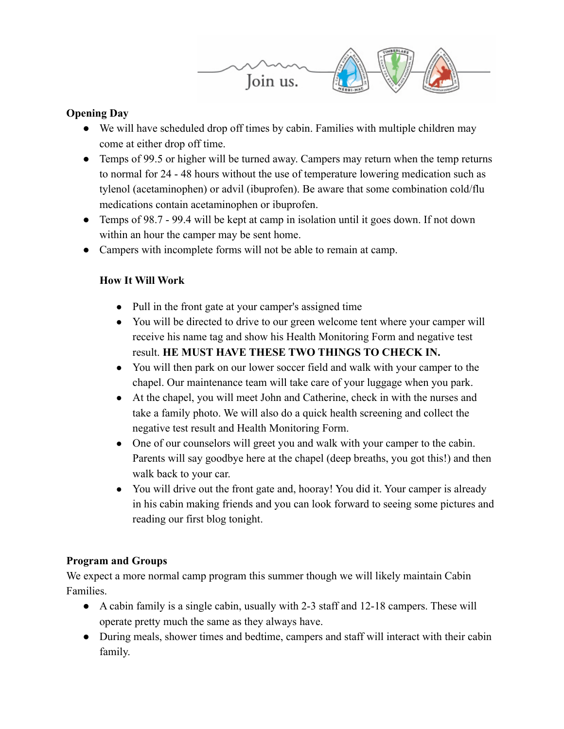**Opening Day**

- We will have scheduled drop off times by cabin. Families with multiple children may come at either drop off time.
- Temps of 99.5 or higher will be turned away. Campers may return when the temp returns to normal for 24 - 48 hours without the use of temperature lowering medication such as tylenol (acetaminophen) or advil (ibuprofen). Be aware that some combination cold/flu medications contain acetaminophen or ibuprofen.
- Temps of 98.7 - 99.4 will be kept at camp in isolation until it goes down. If not down within an hour the camper may be sent home.
- Campers with incomplete forms will not be able to remain at camp.

**How It Will Work**

- Pull in the front gate at your camper's assigned time
- You will be directed to drive to our green welcome tent where your camper will receive his name tag and show his Health Monitoring Form and negative test result. **HE MUST HAVE THESE TWO THINGS TO CHECK IN.**
- You will then park on our lower soccer field and walk with your camper to the chapel. Our maintenance team will take care of your luggage when you park.
- At the chapel, you will meet John and Catherine, check in with the nurses and take a family photo. We will also do a quick health screening and collect the negative test result and Health Monitoring Form.
- One of our counselors will greet you and walk with your camper to the cabin. Parents will say goodbye here at the chapel (deep breaths, you got this!) and then walk back to your car.
- You will drive out the front gate and, hooray! You did it. Your camper is already in his cabin making friends and you can look forward to seeing some pictures and reading our first blog tonight.

**Program and Groups**

We expect a more normal camp program this summer though we will likely maintain Cabin Families.

- A cabin family is a single cabin, usually with 2-3 staff and 12-18 campers. These will operate pretty much the same as they always have.
- During meals, shower times and bedtime, campers and staff will interact with their cabin family.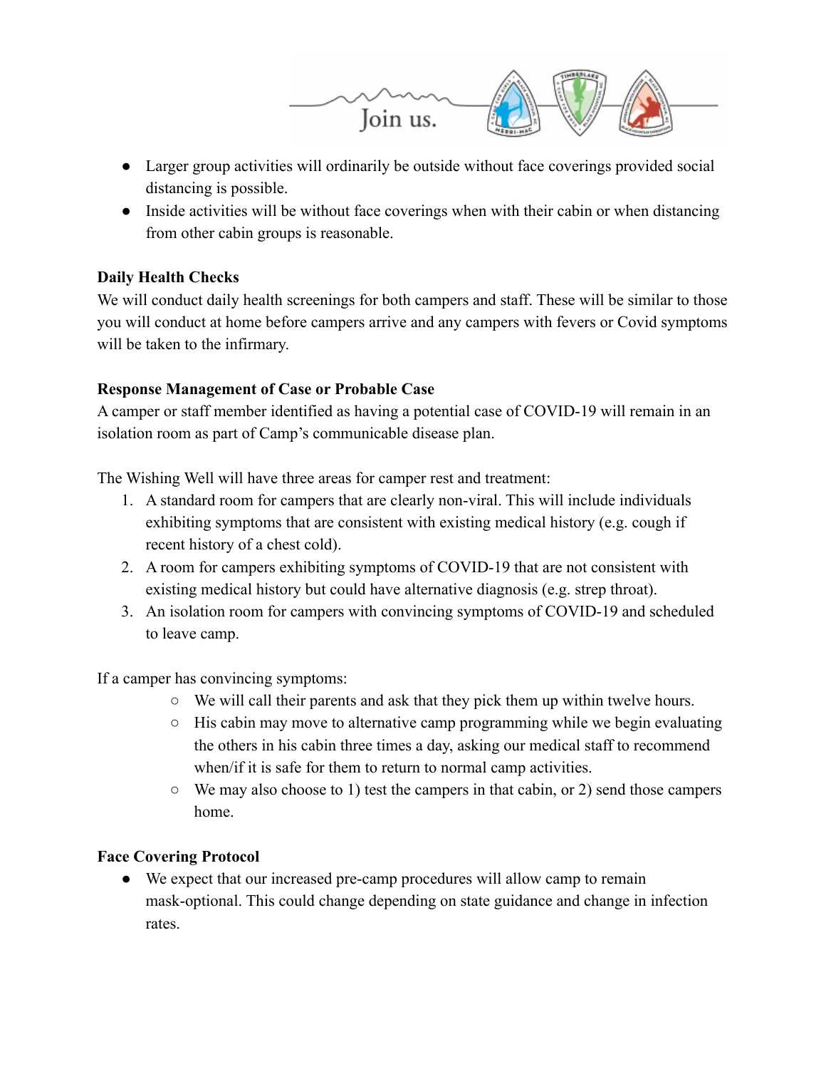- Larger group activities will ordinarily be outside without face coverings provided social distancing is possible.
- Inside activities will be without face coverings when with their cabin or when distancing from other cabin groups is reasonable.

**Daily Health Checks**

We will conduct daily health screenings for both campers and staff. These will be similar to those you will conduct at home before campers arrive and any campers with fevers or Covid symptoms will be taken to the infirmary.

**Response Management of Case or Probable Case**

A camper or staff member identified as having a potential case of COVID-19 will remain in an isolation room as part of Camp's communicable disease plan.

The Wishing Well will have three areas for camper rest and treatment:

1. A standard room for campers that are clearly non-viral. This will include individuals exhibiting symptoms that are consistent with existing medical history (e.g. cough if recent history of a chest cold).
2. A room for campers exhibiting symptoms of COVID-19 that are not consistent with existing medical history but could have alternative diagnosis (e.g. strep throat).
3. An isolation room for campers with convincing symptoms of COVID-19 and scheduled to leave camp.

If a camper has convincing symptoms:

- We will call their parents and ask that they pick them up within twelve hours.
- His cabin may move to alternative camp programming while we begin evaluating the others in his cabin three times a day, asking our medical staff to recommend when/if it is safe for them to return to normal camp activities.
- We may also choose to 1) test the campers in that cabin, or 2) send those campers home.

**Face Covering Protocol**

- We expect that our increased pre-camp procedures will allow camp to remain mask-optional. This could change depending on state guidance and change in infection rates.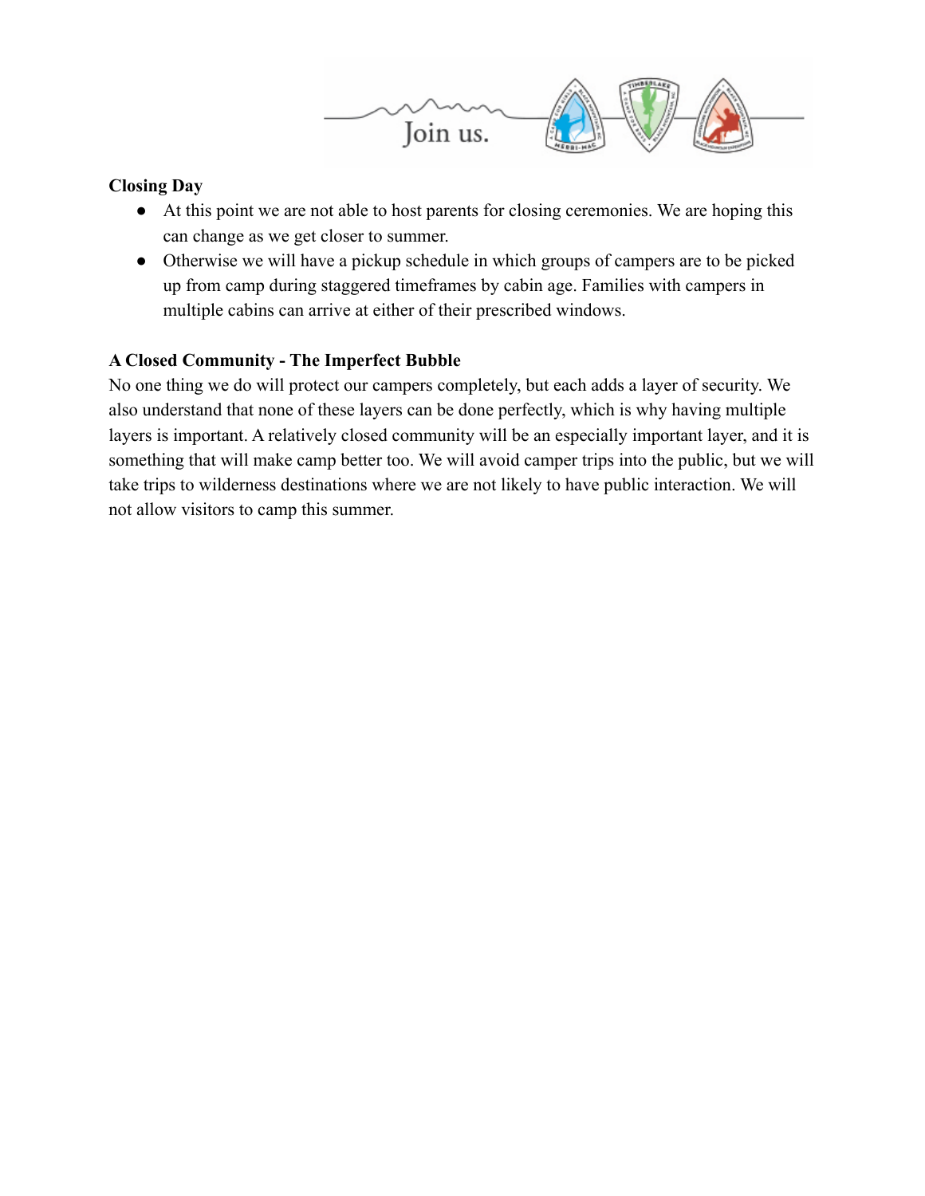**Closing Day**

- At this point we are not able to host parents for closing ceremonies. We are hoping this can change as we get closer to summer.
- Otherwise we will have a pickup schedule in which groups of campers are to be picked up from camp during staggered timeframes by cabin age. Families with campers in multiple cabins can arrive at either of their prescribed windows.

**A Closed Community - The Imperfect Bubble**

No one thing we do will protect our campers completely, but each adds a layer of security. We also understand that none of these layers can be done perfectly, which is why having multiple layers is important. A relatively closed community will be an especially important layer, and it is something that will make camp better too. We will avoid camper trips into the public, but we will take trips to wilderness destinations where we are not likely to have public interaction. We will not allow visitors to camp this summer.